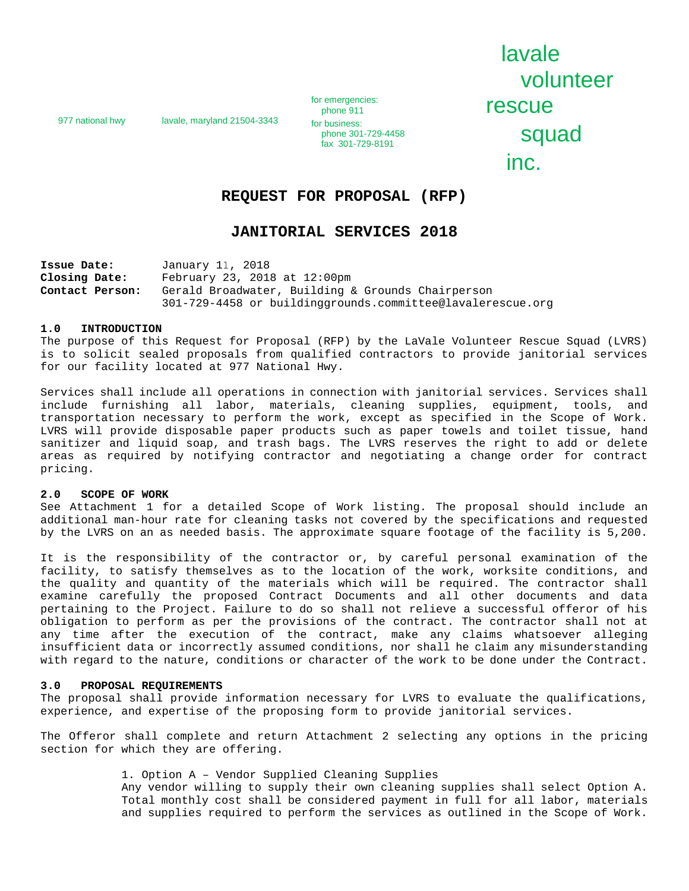977 national hwy  lavale, maryland 21504-3343

for emergencies:
phone 911
for business:
phone 301-729-4458
fax 301-729-8191

lavale volunteer rescue squad inc.

# REQUEST FOR PROPOSAL (RFP)

# JANITORIAL SERVICES 2018

**Issue Date:** January 11, 2018
**Closing Date:** February 23, 2018 at 12:00pm
**Contact Person:** Gerald Broadwater, Building & Grounds Chairperson
301-729-4458 or buildinggrounds.committee@lavalerescue.org

## 1.0 INTRODUCTION

The purpose of this Request for Proposal (RFP) by the LaVale Volunteer Rescue Squad (LVRS) is to solicit sealed proposals from qualified contractors to provide janitorial services for our facility located at 977 National Hwy.

Services shall include all operations in connection with janitorial services. Services shall include furnishing all labor, materials, cleaning supplies, equipment, tools, and transportation necessary to perform the work, except as specified in the Scope of Work. LVRS will provide disposable paper products such as paper towels and toilet tissue, hand sanitizer and liquid soap, and trash bags. The LVRS reserves the right to add or delete areas as required by notifying contractor and negotiating a change order for contract pricing.

## 2.0 SCOPE OF WORK

See Attachment 1 for a detailed Scope of Work listing. The proposal should include an additional man-hour rate for cleaning tasks not covered by the specifications and requested by the LVRS on an as needed basis. The approximate square footage of the facility is 5,200.

It is the responsibility of the contractor or, by careful personal examination of the facility, to satisfy themselves as to the location of the work, worksite conditions, and the quality and quantity of the materials which will be required. The contractor shall examine carefully the proposed Contract Documents and all other documents and data pertaining to the Project. Failure to do so shall not relieve a successful offeror of his obligation to perform as per the provisions of the contract. The contractor shall not at any time after the execution of the contract, make any claims whatsoever alleging insufficient data or incorrectly assumed conditions, nor shall he claim any misunderstanding with regard to the nature, conditions or character of the work to be done under the Contract.

## 3.0 PROPOSAL REQUIREMENTS

The proposal shall provide information necessary for LVRS to evaluate the qualifications, experience, and expertise of the proposing form to provide janitorial services.

The Offeror shall complete and return Attachment 2 selecting any options in the pricing section for which they are offering.

1. Option A – Vendor Supplied Cleaning Supplies
   Any vendor willing to supply their own cleaning supplies shall select Option A. Total monthly cost shall be considered payment in full for all labor, materials and supplies required to perform the services as outlined in the Scope of Work.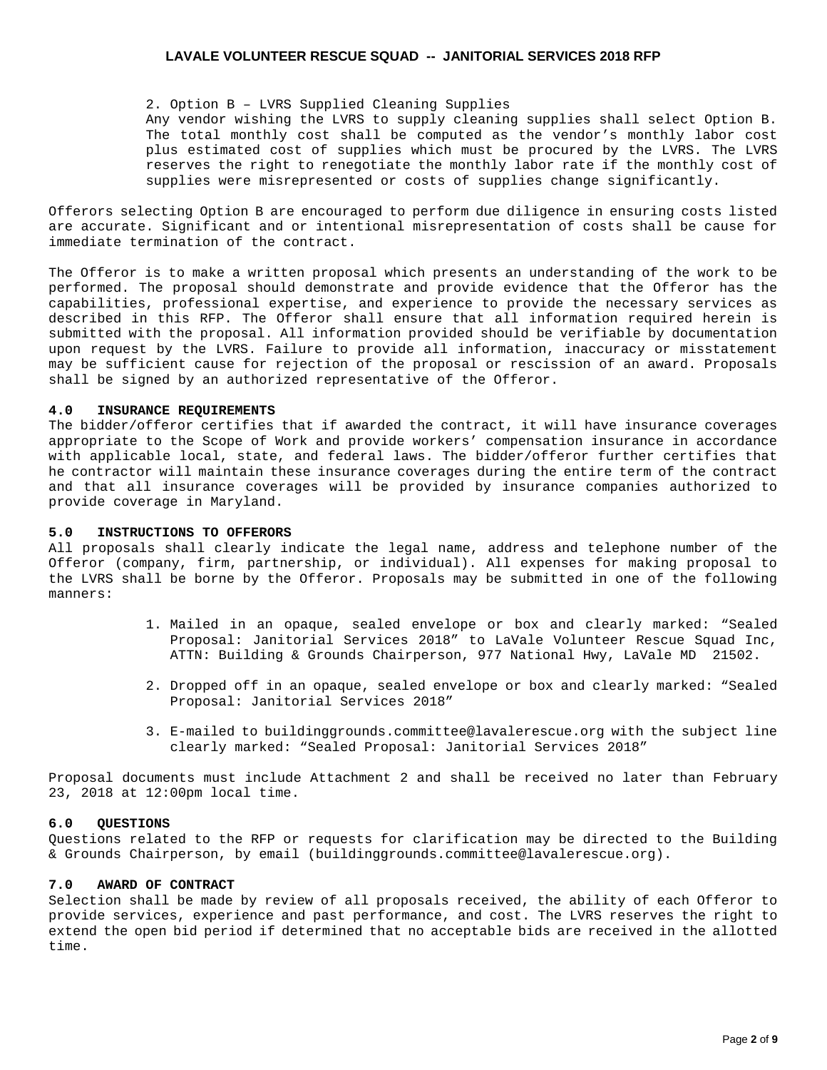2. Option B – LVRS Supplied Cleaning Supplies

   Any vendor wishing the LVRS to supply cleaning supplies shall select Option B. The total monthly cost shall be computed as the vendor's monthly labor cost plus estimated cost of supplies which must be procured by the LVRS. The LVRS reserves the right to renegotiate the monthly labor rate if the monthly cost of supplies were misrepresented or costs of supplies change significantly.

Offerors selecting Option B are encouraged to perform due diligence in ensuring costs listed are accurate. Significant and or intentional misrepresentation of costs shall be cause for immediate termination of the contract.

The Offeror is to make a written proposal which presents an understanding of the work to be performed. The proposal should demonstrate and provide evidence that the Offeror has the capabilities, professional expertise, and experience to provide the necessary services as described in this RFP. The Offeror shall ensure that all information required herein is submitted with the proposal. All information provided should be verifiable by documentation upon request by the LVRS. Failure to provide all information, inaccuracy or misstatement may be sufficient cause for rejection of the proposal or rescission of an award. Proposals shall be signed by an authorized representative of the Offeror.

### 4.0 INSURANCE REQUIREMENTS

The bidder/offeror certifies that if awarded the contract, it will have insurance coverages appropriate to the Scope of Work and provide workers' compensation insurance in accordance with applicable local, state, and federal laws. The bidder/offeror further certifies that he contractor will maintain these insurance coverages during the entire term of the contract and that all insurance coverages will be provided by insurance companies authorized to provide coverage in Maryland.

### 5.0 INSTRUCTIONS TO OFFERORS

All proposals shall clearly indicate the legal name, address and telephone number of the Offeror (company, firm, partnership, or individual). All expenses for making proposal to the LVRS shall be borne by the Offeror. Proposals may be submitted in one of the following manners:

1. Mailed in an opaque, sealed envelope or box and clearly marked: "Sealed Proposal: Janitorial Services 2018" to LaVale Volunteer Rescue Squad Inc, ATTN: Building & Grounds Chairperson, 977 National Hwy, LaVale MD 21502.

2. Dropped off in an opaque, sealed envelope or box and clearly marked: "Sealed Proposal: Janitorial Services 2018"

3. E-mailed to buildinggrounds.committee@lavalerescue.org with the subject line clearly marked: "Sealed Proposal: Janitorial Services 2018"

Proposal documents must include Attachment 2 and shall be received no later than February 23, 2018 at 12:00pm local time.

### 6.0 QUESTIONS

Questions related to the RFP or requests for clarification may be directed to the Building & Grounds Chairperson, by email (buildinggrounds.committee@lavalerescue.org).

### 7.0 AWARD OF CONTRACT

Selection shall be made by review of all proposals received, the ability of each Offeror to provide services, experience and past performance, and cost. The LVRS reserves the right to extend the open bid period if determined that no acceptable bids are received in the allotted time.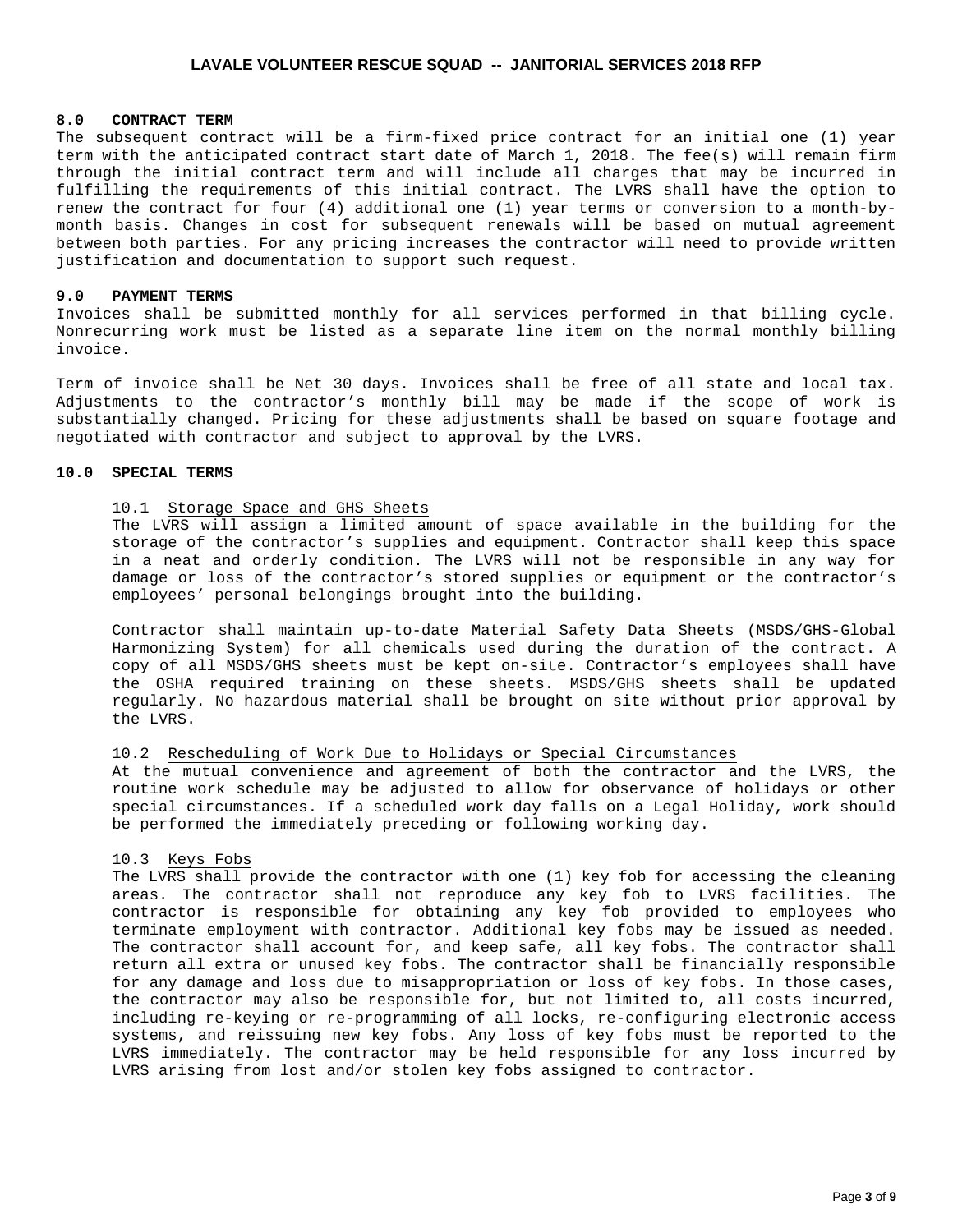## 8.0 CONTRACT TERM

The subsequent contract will be a firm-fixed price contract for an initial one (1) year term with the anticipated contract start date of March 1, 2018. The fee(s) will remain firm through the initial contract term and will include all charges that may be incurred in fulfilling the requirements of this initial contract. The LVRS shall have the option to renew the contract for four (4) additional one (1) year terms or conversion to a month-by-month basis. Changes in cost for subsequent renewals will be based on mutual agreement between both parties. For any pricing increases the contractor will need to provide written justification and documentation to support such request.

## 9.0 PAYMENT TERMS

Invoices shall be submitted monthly for all services performed in that billing cycle. Nonrecurring work must be listed as a separate line item on the normal monthly billing invoice.

Term of invoice shall be Net 30 days. Invoices shall be free of all state and local tax. Adjustments to the contractor's monthly bill may be made if the scope of work is substantially changed. Pricing for these adjustments shall be based on square footage and negotiated with contractor and subject to approval by the LVRS.

## 10.0 SPECIAL TERMS

### 10.1 Storage Space and GHS Sheets

The LVRS will assign a limited amount of space available in the building for the storage of the contractor's supplies and equipment. Contractor shall keep this space in a neat and orderly condition. The LVRS will not be responsible in any way for damage or loss of the contractor's stored supplies or equipment or the contractor's employees' personal belongings brought into the building.

Contractor shall maintain up-to-date Material Safety Data Sheets (MSDS/GHS-Global Harmonizing System) for all chemicals used during the duration of the contract. A copy of all MSDS/GHS sheets must be kept on-site. Contractor's employees shall have the OSHA required training on these sheets. MSDS/GHS sheets shall be updated regularly. No hazardous material shall be brought on site without prior approval by the LVRS.

### 10.2 Rescheduling of Work Due to Holidays or Special Circumstances

At the mutual convenience and agreement of both the contractor and the LVRS, the routine work schedule may be adjusted to allow for observance of holidays or other special circumstances. If a scheduled work day falls on a Legal Holiday, work should be performed the immediately preceding or following working day.

### 10.3 Keys Fobs

The LVRS shall provide the contractor with one (1) key fob for accessing the cleaning areas. The contractor shall not reproduce any key fob to LVRS facilities. The contractor is responsible for obtaining any key fob provided to employees who terminate employment with contractor. Additional key fobs may be issued as needed. The contractor shall account for, and keep safe, all key fobs. The contractor shall return all extra or unused key fobs. The contractor shall be financially responsible for any damage and loss due to misappropriation or loss of key fobs. In those cases, the contractor may also be responsible for, but not limited to, all costs incurred, including re-keying or re-programming of all locks, re-configuring electronic access systems, and reissuing new key fobs. Any loss of key fobs must be reported to the LVRS immediately. The contractor may be held responsible for any loss incurred by LVRS arising from lost and/or stolen key fobs assigned to contractor.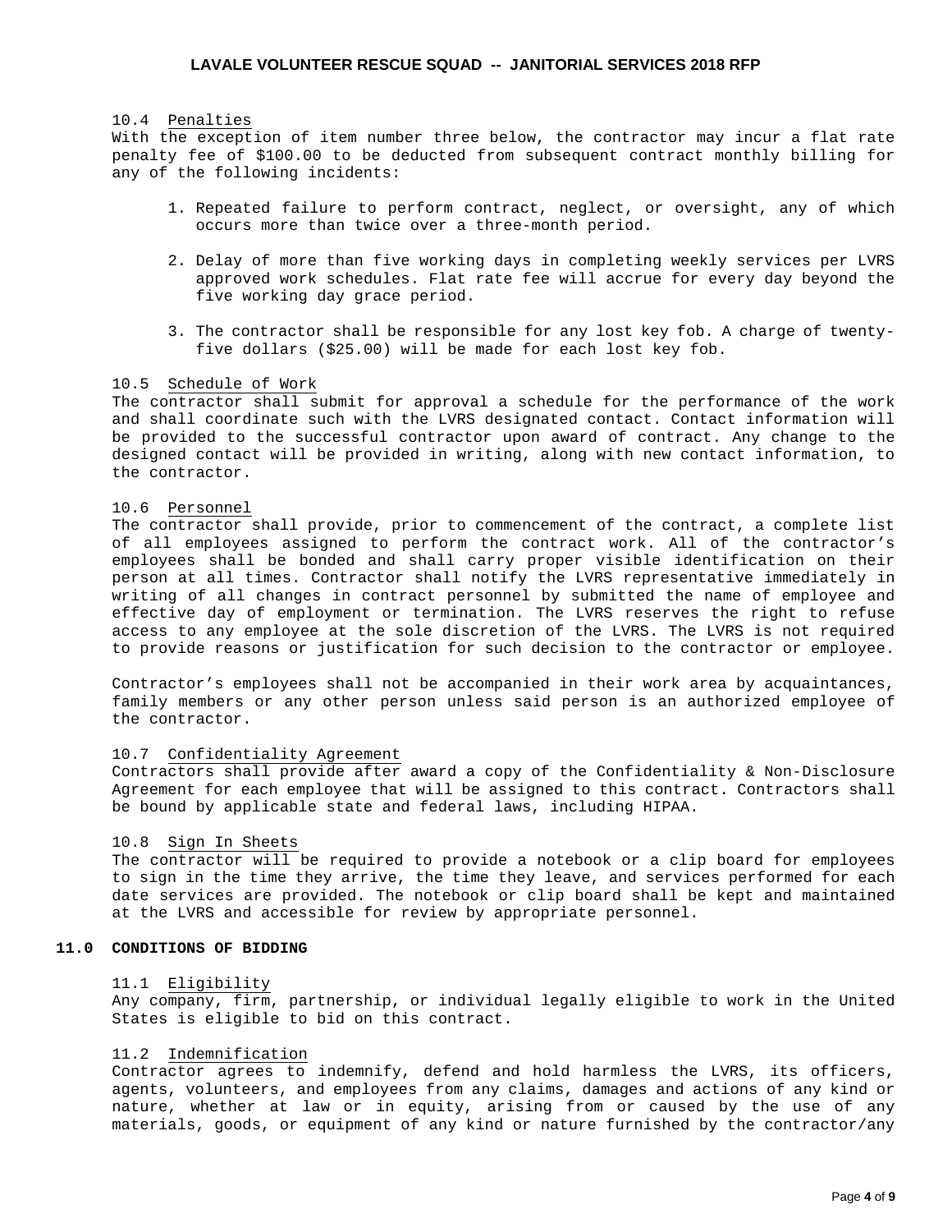10.4 Penalties

With the exception of item number three below, the contractor may incur a flat rate penalty fee of $100.00 to be deducted from subsequent contract monthly billing for any of the following incidents:

1. Repeated failure to perform contract, neglect, or oversight, any of which occurs more than twice over a three-month period.

2. Delay of more than five working days in completing weekly services per LVRS approved work schedules. Flat rate fee will accrue for every day beyond the five working day grace period.

3. The contractor shall be responsible for any lost key fob. A charge of twenty-five dollars ($25.00) will be made for each lost key fob.

10.5 Schedule of Work

The contractor shall submit for approval a schedule for the performance of the work and shall coordinate such with the LVRS designated contact. Contact information will be provided to the successful contractor upon award of contract. Any change to the designed contact will be provided in writing, along with new contact information, to the contractor.

10.6 Personnel

The contractor shall provide, prior to commencement of the contract, a complete list of all employees assigned to perform the contract work. All of the contractor's employees shall be bonded and shall carry proper visible identification on their person at all times. Contractor shall notify the LVRS representative immediately in writing of all changes in contract personnel by submitted the name of employee and effective day of employment or termination. The LVRS reserves the right to refuse access to any employee at the sole discretion of the LVRS. The LVRS is not required to provide reasons or justification for such decision to the contractor or employee.

Contractor's employees shall not be accompanied in their work area by acquaintances, family members or any other person unless said person is an authorized employee of the contractor.

10.7 Confidentiality Agreement

Contractors shall provide after award a copy of the Confidentiality & Non-Disclosure Agreement for each employee that will be assigned to this contract. Contractors shall be bound by applicable state and federal laws, including HIPAA.

10.8 Sign In Sheets

The contractor will be required to provide a notebook or a clip board for employees to sign in the time they arrive, the time they leave, and services performed for each date services are provided. The notebook or clip board shall be kept and maintained at the LVRS and accessible for review by appropriate personnel.

## 11.0 CONDITIONS OF BIDDING

11.1 Eligibility

Any company, firm, partnership, or individual legally eligible to work in the United States is eligible to bid on this contract.

11.2 Indemnification

Contractor agrees to indemnify, defend and hold harmless the LVRS, its officers, agents, volunteers, and employees from any claims, damages and actions of any kind or nature, whether at law or in equity, arising from or caused by the use of any materials, goods, or equipment of any kind or nature furnished by the contractor/any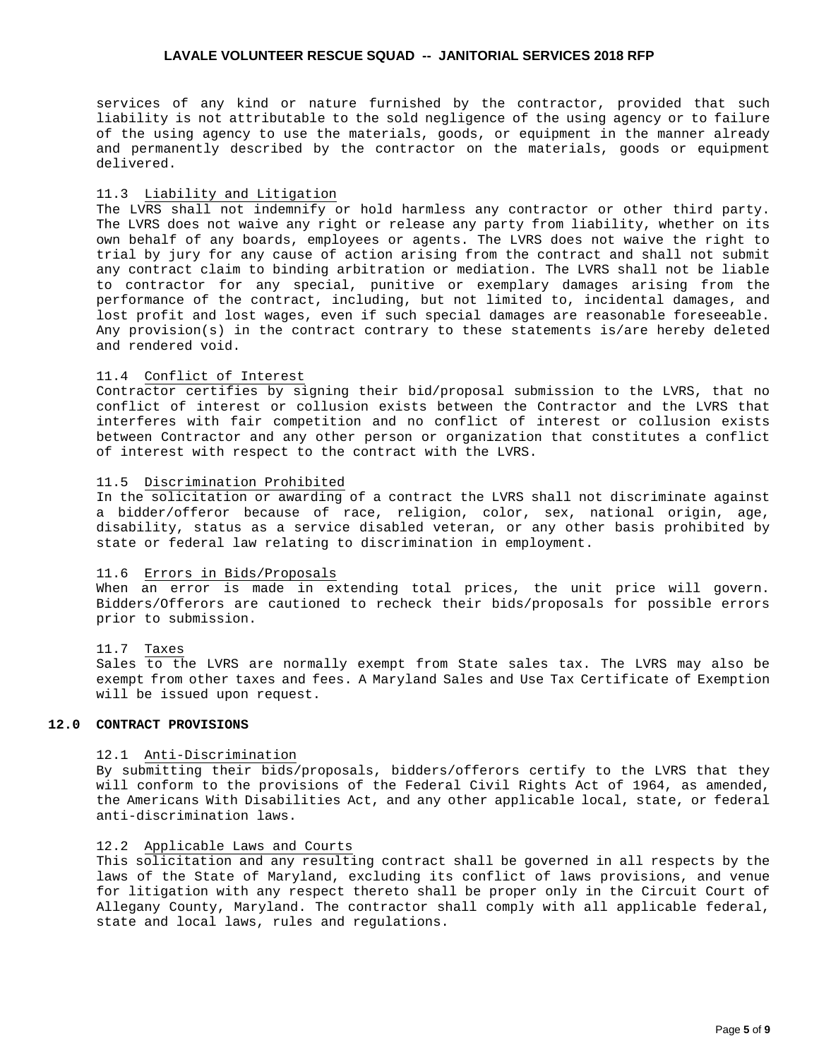services of any kind or nature furnished by the contractor, provided that such liability is not attributable to the sold negligence of the using agency or to failure of the using agency to use the materials, goods, or equipment in the manner already and permanently described by the contractor on the materials, goods or equipment delivered.

11.3 Liability and Litigation

The LVRS shall not indemnify or hold harmless any contractor or other third party. The LVRS does not waive any right or release any party from liability, whether on its own behalf of any boards, employees or agents. The LVRS does not waive the right to trial by jury for any cause of action arising from the contract and shall not submit any contract claim to binding arbitration or mediation. The LVRS shall not be liable to contractor for any special, punitive or exemplary damages arising from the performance of the contract, including, but not limited to, incidental damages, and lost profit and lost wages, even if such special damages are reasonable foreseeable. Any provision(s) in the contract contrary to these statements is/are hereby deleted and rendered void.

11.4 Conflict of Interest

Contractor certifies by signing their bid/proposal submission to the LVRS, that no conflict of interest or collusion exists between the Contractor and the LVRS that interferes with fair competition and no conflict of interest or collusion exists between Contractor and any other person or organization that constitutes a conflict of interest with respect to the contract with the LVRS.

11.5 Discrimination Prohibited

In the solicitation or awarding of a contract the LVRS shall not discriminate against a bidder/offeror because of race, religion, color, sex, national origin, age, disability, status as a service disabled veteran, or any other basis prohibited by state or federal law relating to discrimination in employment.

11.6 Errors in Bids/Proposals

When an error is made in extending total prices, the unit price will govern. Bidders/Offerors are cautioned to recheck their bids/proposals for possible errors prior to submission.

11.7 Taxes

Sales to the LVRS are normally exempt from State sales tax. The LVRS may also be exempt from other taxes and fees. A Maryland Sales and Use Tax Certificate of Exemption will be issued upon request.

## 12.0 CONTRACT PROVISIONS

12.1 Anti-Discrimination

By submitting their bids/proposals, bidders/offerors certify to the LVRS that they will conform to the provisions of the Federal Civil Rights Act of 1964, as amended, the Americans With Disabilities Act, and any other applicable local, state, or federal anti-discrimination laws.

12.2 Applicable Laws and Courts

This solicitation and any resulting contract shall be governed in all respects by the laws of the State of Maryland, excluding its conflict of laws provisions, and venue for litigation with any respect thereto shall be proper only in the Circuit Court of Allegany County, Maryland. The contractor shall comply with all applicable federal, state and local laws, rules and regulations.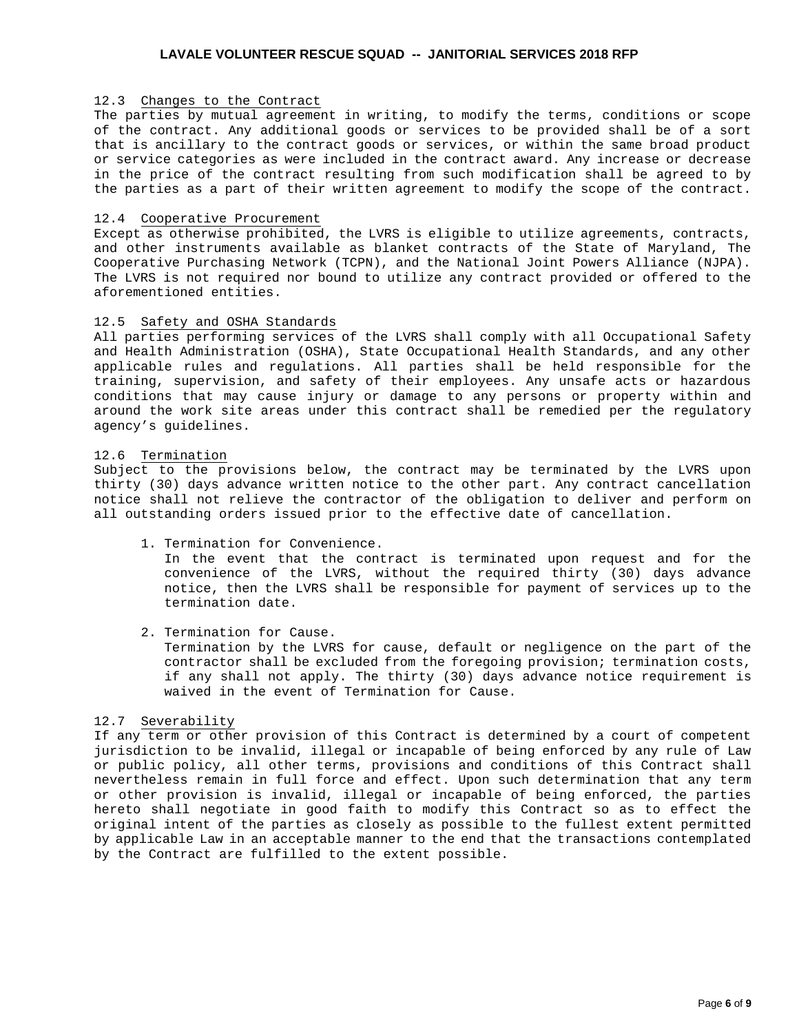12.3 Changes to the Contract

The parties by mutual agreement in writing, to modify the terms, conditions or scope of the contract. Any additional goods or services to be provided shall be of a sort that is ancillary to the contract goods or services, or within the same broad product or service categories as were included in the contract award. Any increase or decrease in the price of the contract resulting from such modification shall be agreed to by the parties as a part of their written agreement to modify the scope of the contract.

12.4 Cooperative Procurement

Except as otherwise prohibited, the LVRS is eligible to utilize agreements, contracts, and other instruments available as blanket contracts of the State of Maryland, The Cooperative Purchasing Network (TCPN), and the National Joint Powers Alliance (NJPA). The LVRS is not required nor bound to utilize any contract provided or offered to the aforementioned entities.

12.5 Safety and OSHA Standards

All parties performing services of the LVRS shall comply with all Occupational Safety and Health Administration (OSHA), State Occupational Health Standards, and any other applicable rules and regulations. All parties shall be held responsible for the training, supervision, and safety of their employees. Any unsafe acts or hazardous conditions that may cause injury or damage to any persons or property within and around the work site areas under this contract shall be remedied per the regulatory agency's guidelines.

12.6 Termination

Subject to the provisions below, the contract may be terminated by the LVRS upon thirty (30) days advance written notice to the other part. Any contract cancellation notice shall not relieve the contractor of the obligation to deliver and perform on all outstanding orders issued prior to the effective date of cancellation.

1. Termination for Convenience.
   In the event that the contract is terminated upon request and for the convenience of the LVRS, without the required thirty (30) days advance notice, then the LVRS shall be responsible for payment of services up to the termination date.

2. Termination for Cause.
   Termination by the LVRS for cause, default or negligence on the part of the contractor shall be excluded from the foregoing provision; termination costs, if any shall not apply. The thirty (30) days advance notice requirement is waived in the event of Termination for Cause.

12.7 Severability

If any term or other provision of this Contract is determined by a court of competent jurisdiction to be invalid, illegal or incapable of being enforced by any rule of Law or public policy, all other terms, provisions and conditions of this Contract shall nevertheless remain in full force and effect. Upon such determination that any term or other provision is invalid, illegal or incapable of being enforced, the parties hereto shall negotiate in good faith to modify this Contract so as to effect the original intent of the parties as closely as possible to the fullest extent permitted by applicable Law in an acceptable manner to the end that the transactions contemplated by the Contract are fulfilled to the extent possible.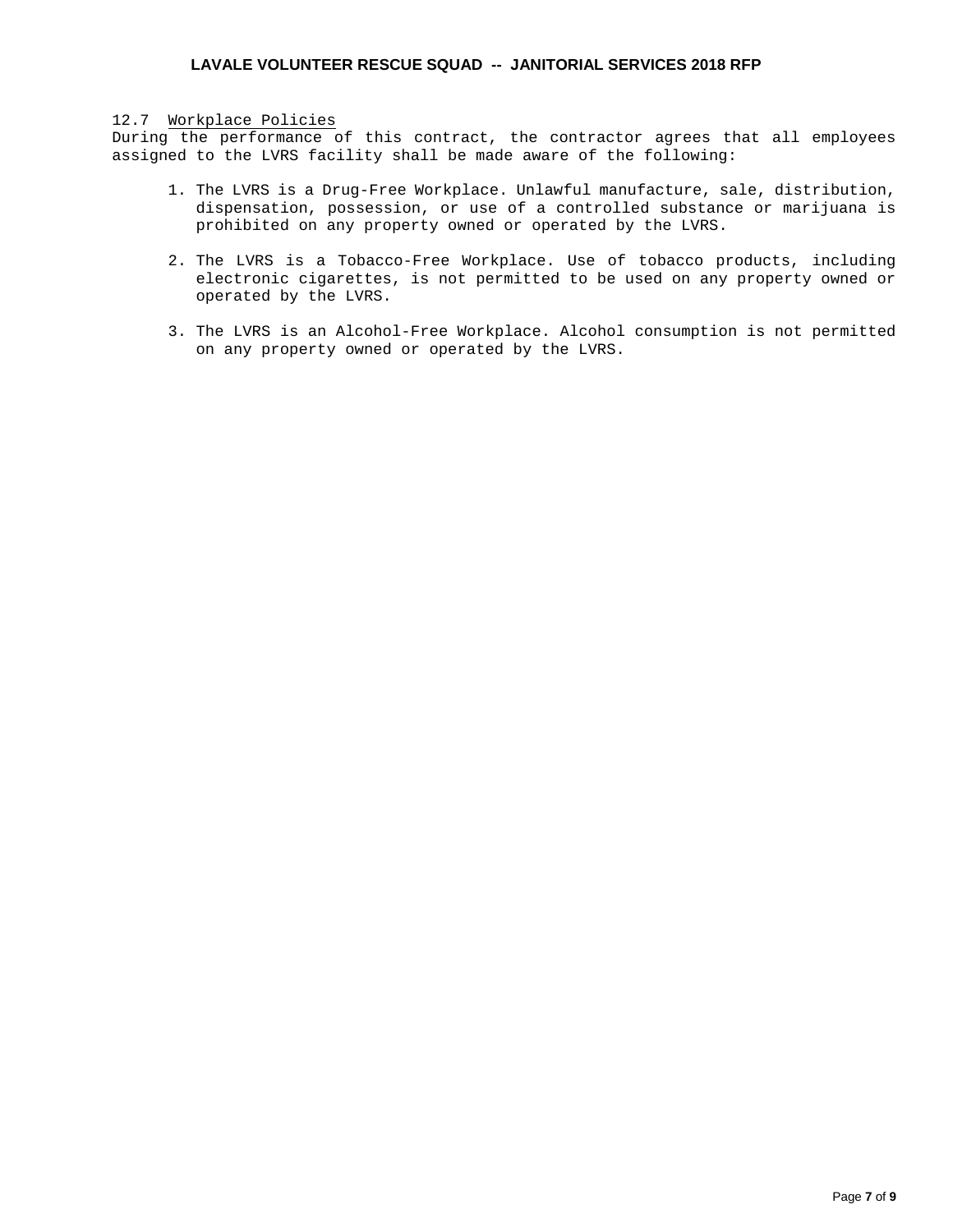12.7 Workplace Policies

During the performance of this contract, the contractor agrees that all employees assigned to the LVRS facility shall be made aware of the following:

1. The LVRS is a Drug-Free Workplace. Unlawful manufacture, sale, distribution, dispensation, possession, or use of a controlled substance or marijuana is prohibited on any property owned or operated by the LVRS.

2. The LVRS is a Tobacco-Free Workplace. Use of tobacco products, including electronic cigarettes, is not permitted to be used on any property owned or operated by the LVRS.

3. The LVRS is an Alcohol-Free Workplace. Alcohol consumption is not permitted on any property owned or operated by the LVRS.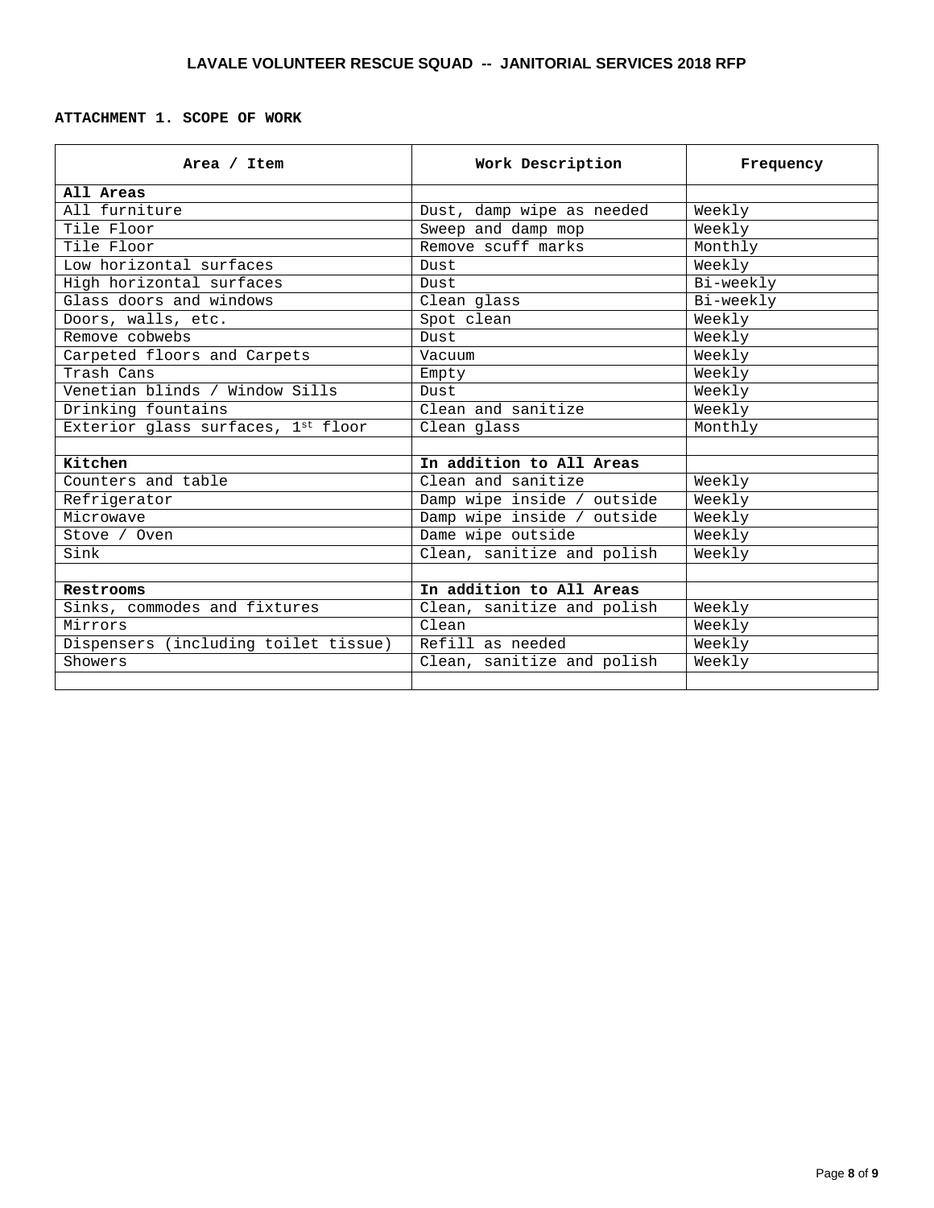## LAVALE VOLUNTEER RESCUE SQUAD -- JANITORIAL SERVICES 2018 RFP

**ATTACHMENT 1. SCOPE OF WORK**

| Area / Item | Work Description | Frequency |
|---|---|---|
| **All Areas** | | |
| All furniture | Dust, damp wipe as needed | Weekly |
| Tile Floor | Sweep and damp mop | Weekly |
| Tile Floor | Remove scuff marks | Monthly |
| Low horizontal surfaces | Dust | Weekly |
| High horizontal surfaces | Dust | Bi-weekly |
| Glass doors and windows | Clean glass | Bi-weekly |
| Doors, walls, etc. | Spot clean | Weekly |
| Remove cobwebs | Dust | Weekly |
| Carpeted floors and Carpets | Vacuum | Weekly |
| Trash Cans | Empty | Weekly |
| Venetian blinds / Window Sills | Dust | Weekly |
| Drinking fountains | Clean and sanitize | Weekly |
| Exterior glass surfaces, 1st floor | Clean glass | Monthly |
| | | |
| **Kitchen** | **In addition to All Areas** | |
| Counters and table | Clean and sanitize | Weekly |
| Refrigerator | Damp wipe inside / outside | Weekly |
| Microwave | Damp wipe inside / outside | Weekly |
| Stove / Oven | Dame wipe outside | Weekly |
| Sink | Clean, sanitize and polish | Weekly |
| | | |
| **Restrooms** | **In addition to All Areas** | |
| Sinks, commodes and fixtures | Clean, sanitize and polish | Weekly |
| Mirrors | Clean | Weekly |
| Dispensers (including toilet tissue) | Refill as needed | Weekly |
| Showers | Clean, sanitize and polish | Weekly |
| | | |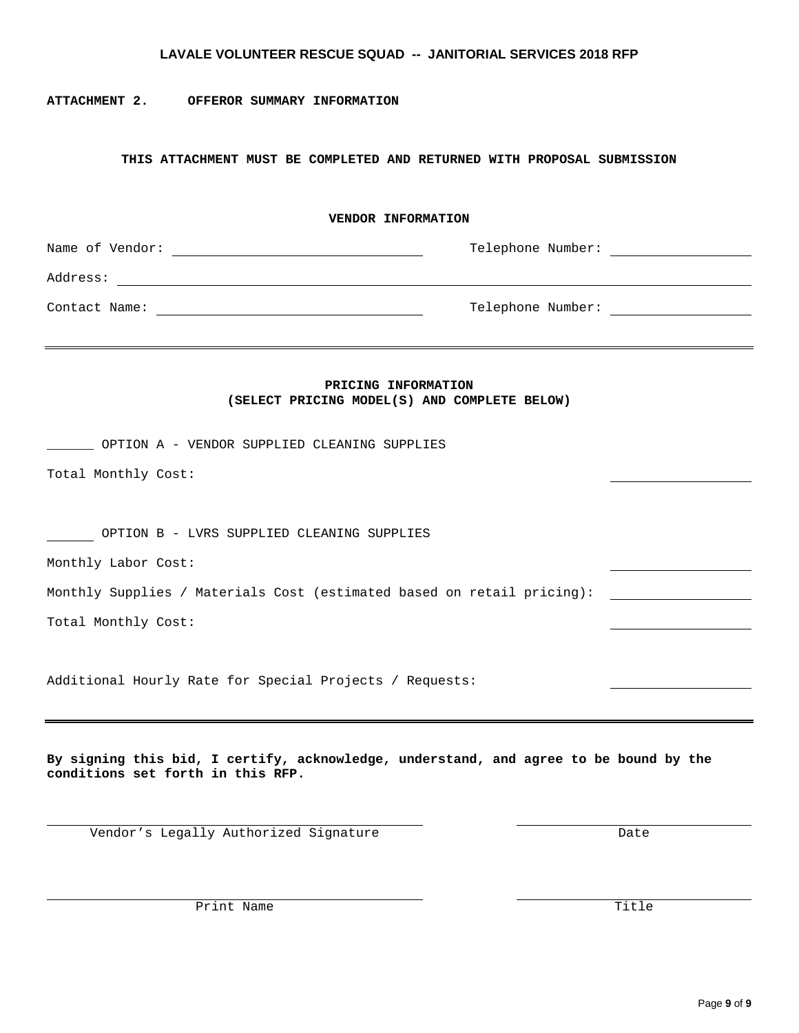**ATTACHMENT 2. OFFEROR SUMMARY INFORMATION**

**THIS ATTACHMENT MUST BE COMPLETED AND RETURNED WITH PROPOSAL SUBMISSION**

**VENDOR INFORMATION**

Name of Vendor: ______________________ Telephone Number: ____________

Address: ______________________________________________

Contact Name: ______________________ Telephone Number: ____________

---

**PRICING INFORMATION**
**(SELECT PRICING MODEL(S) AND COMPLETE BELOW)**

______ OPTION A - VENDOR SUPPLIED CLEANING SUPPLIES

Total Monthly Cost: ____________

______ OPTION B - LVRS SUPPLIED CLEANING SUPPLIES

Monthly Labor Cost: ____________

Monthly Supplies / Materials Cost (estimated based on retail pricing): ____________

Total Monthly Cost: ____________

Additional Hourly Rate for Special Projects / Requests: ____________

---

**By signing this bid, I certify, acknowledge, understand, and agree to be bound by the conditions set forth in this RFP.**

______________________________ ______________
Vendor's Legally Authorized Signature Date

______________________________ ______________
Print Name Title